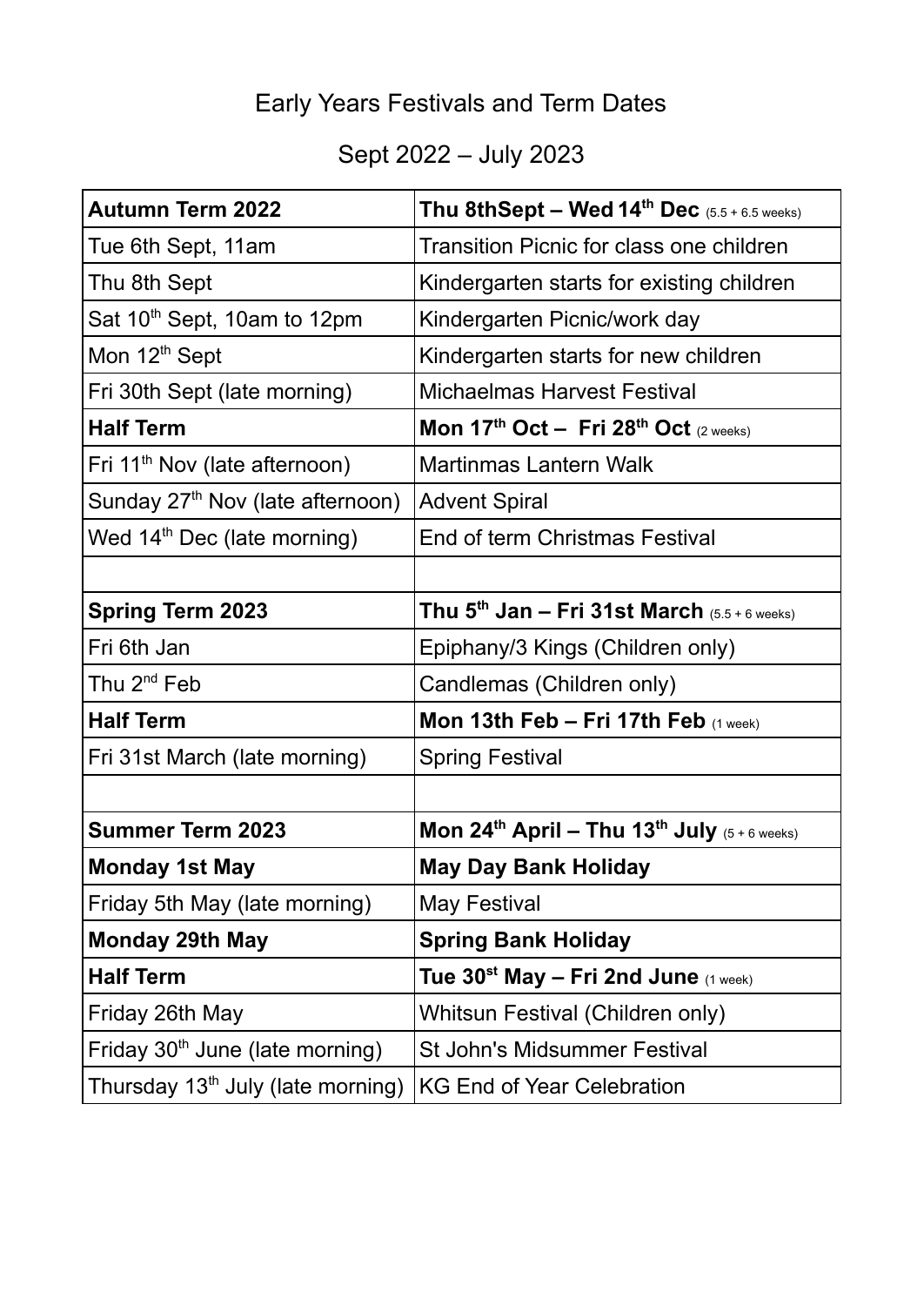# Early Years Festivals and Term Dates

## Sept 2022 – July 2023

| **Autumn Term 2022** | **Thu 8thSept – Wed 14th Dec** (5.5 + 6.5 weeks) |
|---|---|
| Tue 6th Sept, 11am | Transition Picnic for class one children |
| Thu 8th Sept | Kindergarten starts for existing children |
| Sat 10th Sept, 10am to 12pm | Kindergarten Picnic/work day |
| Mon 12th Sept | Kindergarten starts for new children |
| Fri 30th Sept (late morning) | Michaelmas Harvest Festival |
| **Half Term** | **Mon 17th Oct – Fri 28th Oct** (2 weeks) |
| Fri 11th Nov (late afternoon) | Martinmas Lantern Walk |
| Sunday 27th Nov (late afternoon) | Advent Spiral |
| Wed 14th Dec (late morning) | End of term Christmas Festival |
| | |
| **Spring Term 2023** | **Thu 5th Jan – Fri 31st March** (5.5 + 6 weeks) |
| Fri 6th Jan | Epiphany/3 Kings (Children only) |
| Thu 2nd Feb | Candlemas (Children only) |
| **Half Term** | **Mon 13th Feb – Fri 17th Feb** (1 week) |
| Fri 31st March (late morning) | Spring Festival |
| | |
| **Summer Term 2023** | **Mon 24th April – Thu 13th July** (5 + 6 weeks) |
| **Monday 1st May** | **May Day Bank Holiday** |
| Friday 5th May (late morning) | May Festival |
| **Monday 29th May** | **Spring Bank Holiday** |
| **Half Term** | **Tue 30st May – Fri 2nd June** (1 week) |
| Friday 26th May | Whitsun Festival (Children only) |
| Friday 30th June (late morning) | St John's Midsummer Festival |
| Thursday 13th July (late morning) | KG End of Year Celebration |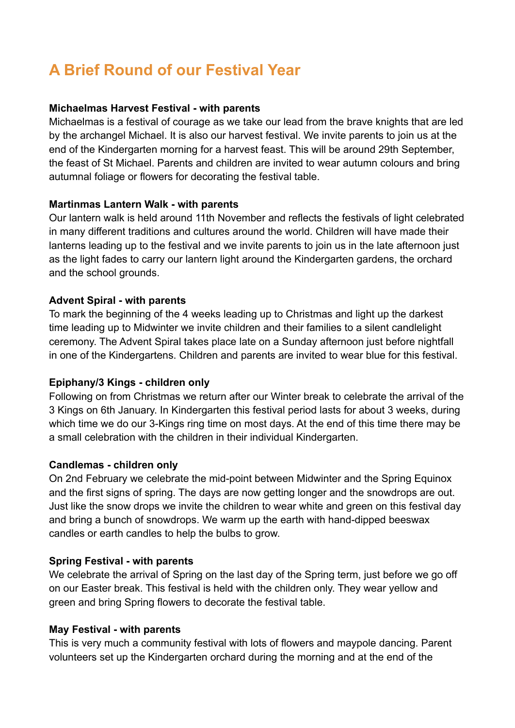# A Brief Round of our Festival Year

**Michaelmas Harvest Festival - with parents**
Michaelmas is a festival of courage as we take our lead from the brave knights that are led by the archangel Michael. It is also our harvest festival. We invite parents to join us at the end of the Kindergarten morning for a harvest feast. This will be around 29th September, the feast of St Michael. Parents and children are invited to wear autumn colours and bring autumnal foliage or flowers for decorating the festival table.

**Martinmas Lantern Walk - with parents**
Our lantern walk is held around 11th November and reflects the festivals of light celebrated in many different traditions and cultures around the world. Children will have made their lanterns leading up to the festival and we invite parents to join us in the late afternoon just as the light fades to carry our lantern light around the Kindergarten gardens, the orchard and the school grounds.

**Advent Spiral - with parents**
To mark the beginning of the 4 weeks leading up to Christmas and light up the darkest time leading up to Midwinter we invite children and their families to a silent candlelight ceremony. The Advent Spiral takes place late on a Sunday afternoon just before nightfall in one of the Kindergartens. Children and parents are invited to wear blue for this festival.

**Epiphany/3 Kings - children only**
Following on from Christmas we return after our Winter break to celebrate the arrival of the 3 Kings on 6th January. In Kindergarten this festival period lasts for about 3 weeks, during which time we do our 3-Kings ring time on most days. At the end of this time there may be a small celebration with the children in their individual Kindergarten.

**Candlemas - children only**
On 2nd February we celebrate the mid-point between Midwinter and the Spring Equinox and the first signs of spring. The days are now getting longer and the snowdrops are out. Just like the snow drops we invite the children to wear white and green on this festival day and bring a bunch of snowdrops. We warm up the earth with hand-dipped beeswax candles or earth candles to help the bulbs to grow.

**Spring Festival - with parents**
We celebrate the arrival of Spring on the last day of the Spring term, just before we go off on our Easter break. This festival is held with the children only. They wear yellow and green and bring Spring flowers to decorate the festival table.

**May Festival - with parents**
This is very much a community festival with lots of flowers and maypole dancing. Parent volunteers set up the Kindergarten orchard during the morning and at the end of the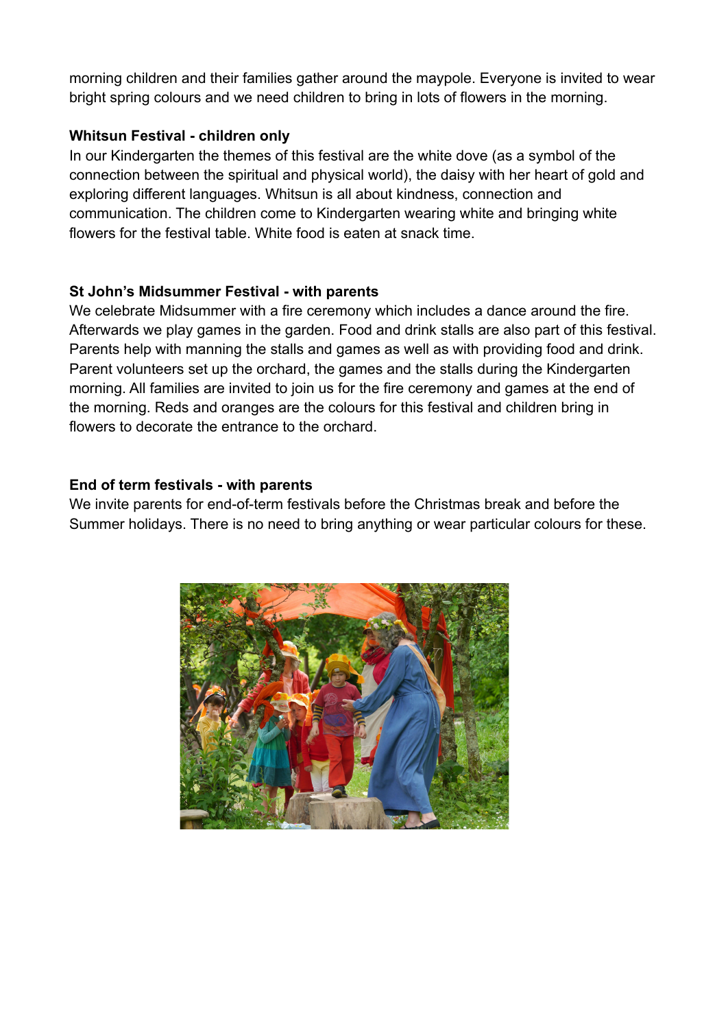morning children and their families gather around the maypole. Everyone is invited to wear bright spring colours and we need children to bring in lots of flowers in the morning.

**Whitsun Festival - children only**

In our Kindergarten the themes of this festival are the white dove (as a symbol of the connection between the spiritual and physical world), the daisy with her heart of gold and exploring different languages. Whitsun is all about kindness, connection and communication. The children come to Kindergarten wearing white and bringing white flowers for the festival table. White food is eaten at snack time.

**St John's Midsummer Festival - with parents**

We celebrate Midsummer with a fire ceremony which includes a dance around the fire. Afterwards we play games in the garden. Food and drink stalls are also part of this festival. Parents help with manning the stalls and games as well as with providing food and drink. Parent volunteers set up the orchard, the games and the stalls during the Kindergarten morning. All families are invited to join us for the fire ceremony and games at the end of the morning. Reds and oranges are the colours for this festival and children bring in flowers to decorate the entrance to the orchard.

**End of term festivals - with parents**

We invite parents for end-of-term festivals before the Christmas break and before the Summer holidays. There is no need to bring anything or wear particular colours for these.